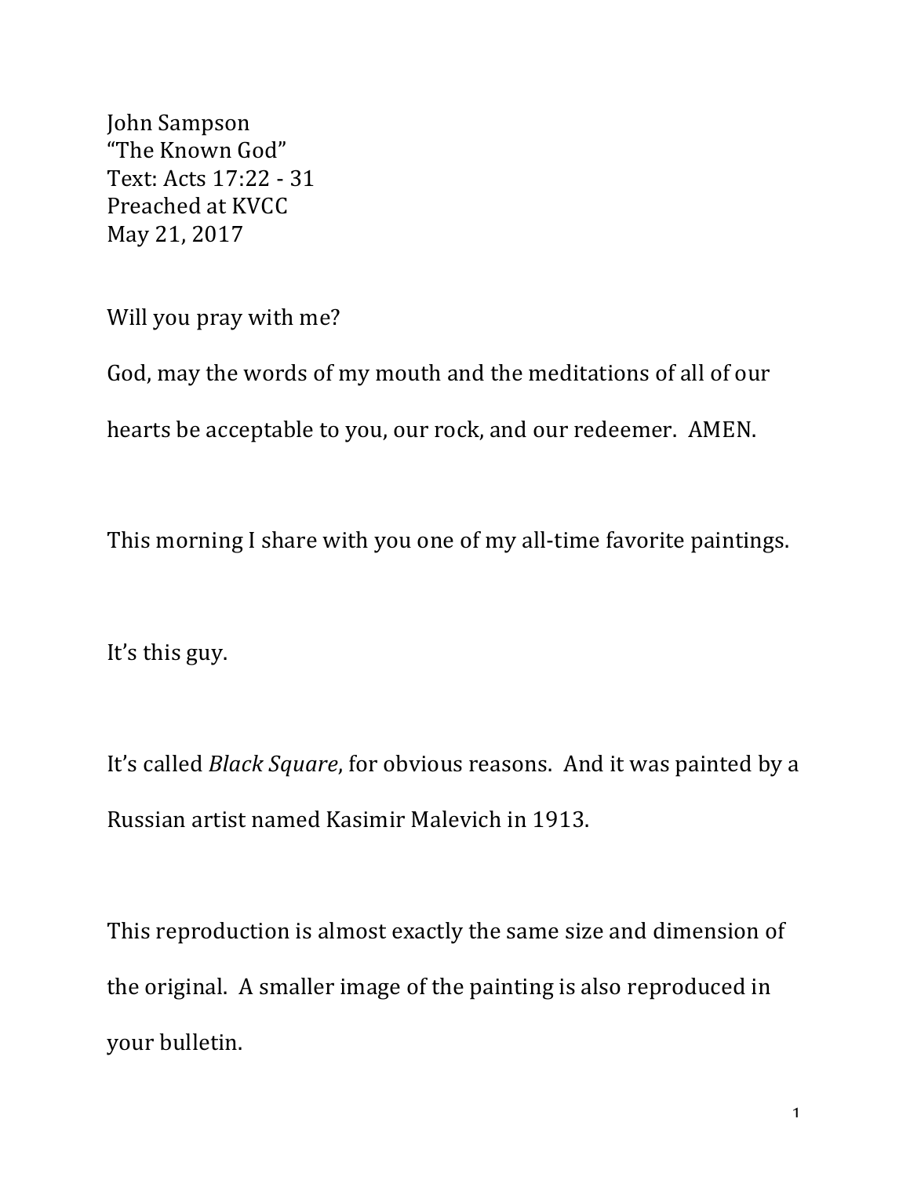John Sampson
"The Known God"
Text: Acts 17:22 - 31
Preached at KVCC
May 21, 2017

Will you pray with me?

God, may the words of my mouth and the meditations of all of our hearts be acceptable to you, our rock, and our redeemer. AMEN.

This morning I share with you one of my all-time favorite paintings.

It's this guy.

It's called *Black Square*, for obvious reasons. And it was painted by a Russian artist named Kasimir Malevich in 1913.

This reproduction is almost exactly the same size and dimension of the original. A smaller image of the painting is also reproduced in your bulletin.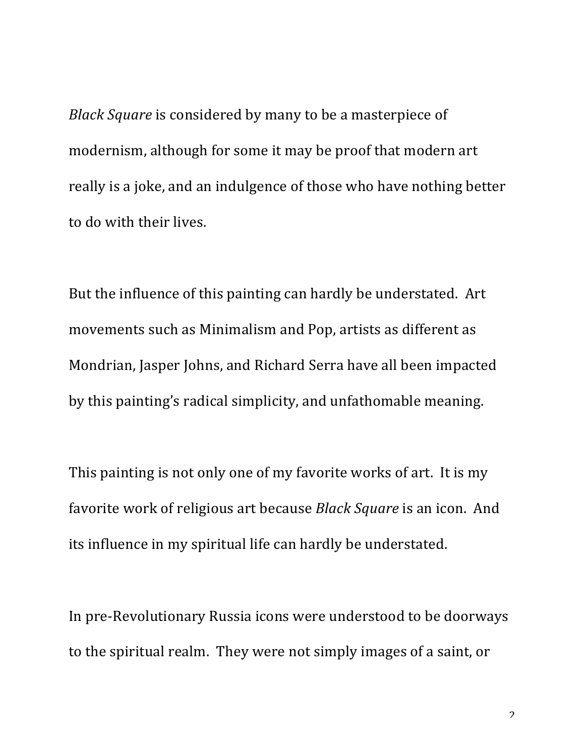*Black Square* is considered by many to be a masterpiece of modernism, although for some it may be proof that modern art really is a joke, and an indulgence of those who have nothing better to do with their lives.

But the influence of this painting can hardly be understated. Art movements such as Minimalism and Pop, artists as different as Mondrian, Jasper Johns, and Richard Serra have all been impacted by this painting's radical simplicity, and unfathomable meaning.

This painting is not only one of my favorite works of art. It is my favorite work of religious art because *Black Square* is an icon. And its influence in my spiritual life can hardly be understated.

In pre-Revolutionary Russia icons were understood to be doorways to the spiritual realm. They were not simply images of a saint, or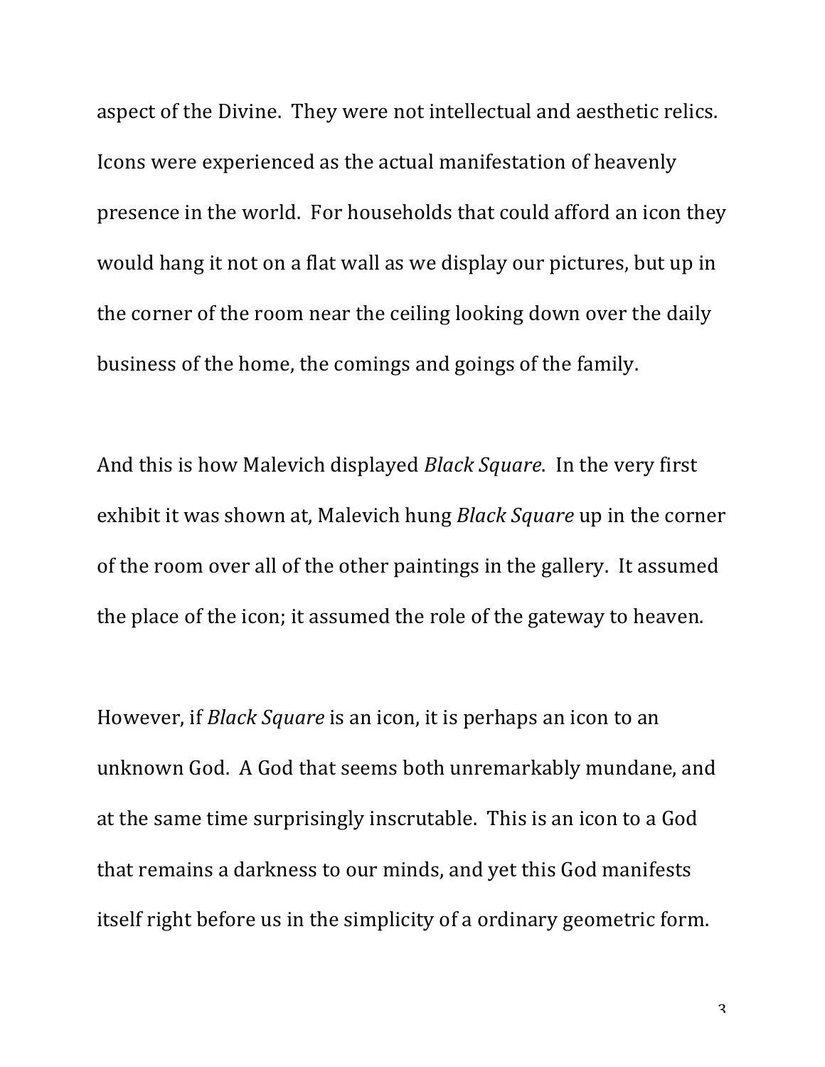aspect of the Divine. They were not intellectual and aesthetic relics. Icons were experienced as the actual manifestation of heavenly presence in the world. For households that could afford an icon they would hang it not on a flat wall as we display our pictures, but up in the corner of the room near the ceiling looking down over the daily business of the home, the comings and goings of the family.

And this is how Malevich displayed *Black Square*. In the very first exhibit it was shown at, Malevich hung *Black Square* up in the corner of the room over all of the other paintings in the gallery. It assumed the place of the icon; it assumed the role of the gateway to heaven.

However, if *Black Square* is an icon, it is perhaps an icon to an unknown God. A God that seems both unremarkably mundane, and at the same time surprisingly inscrutable. This is an icon to a God that remains a darkness to our minds, and yet this God manifests itself right before us in the simplicity of a ordinary geometric form.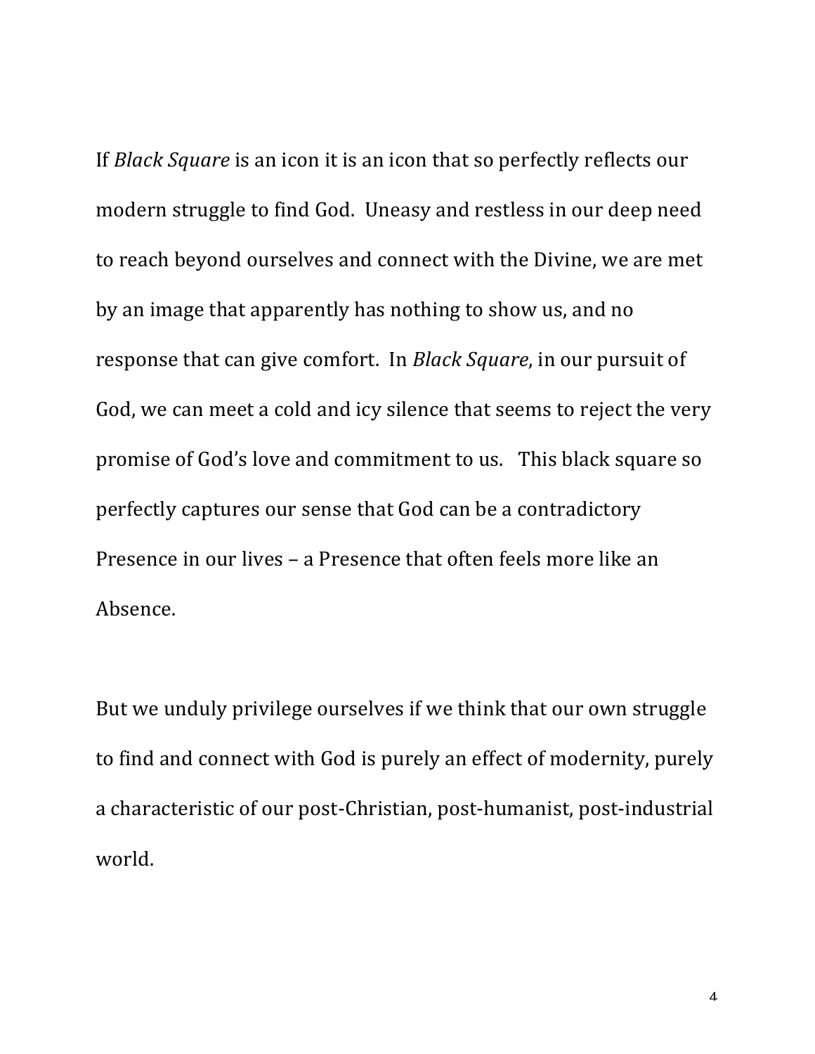If *Black Square* is an icon it is an icon that so perfectly reflects our modern struggle to find God. Uneasy and restless in our deep need to reach beyond ourselves and connect with the Divine, we are met by an image that apparently has nothing to show us, and no response that can give comfort. In *Black Square*, in our pursuit of God, we can meet a cold and icy silence that seems to reject the very promise of God's love and commitment to us. This black square so perfectly captures our sense that God can be a contradictory Presence in our lives – a Presence that often feels more like an Absence.

But we unduly privilege ourselves if we think that our own struggle to find and connect with God is purely an effect of modernity, purely a characteristic of our post-Christian, post-humanist, post-industrial world.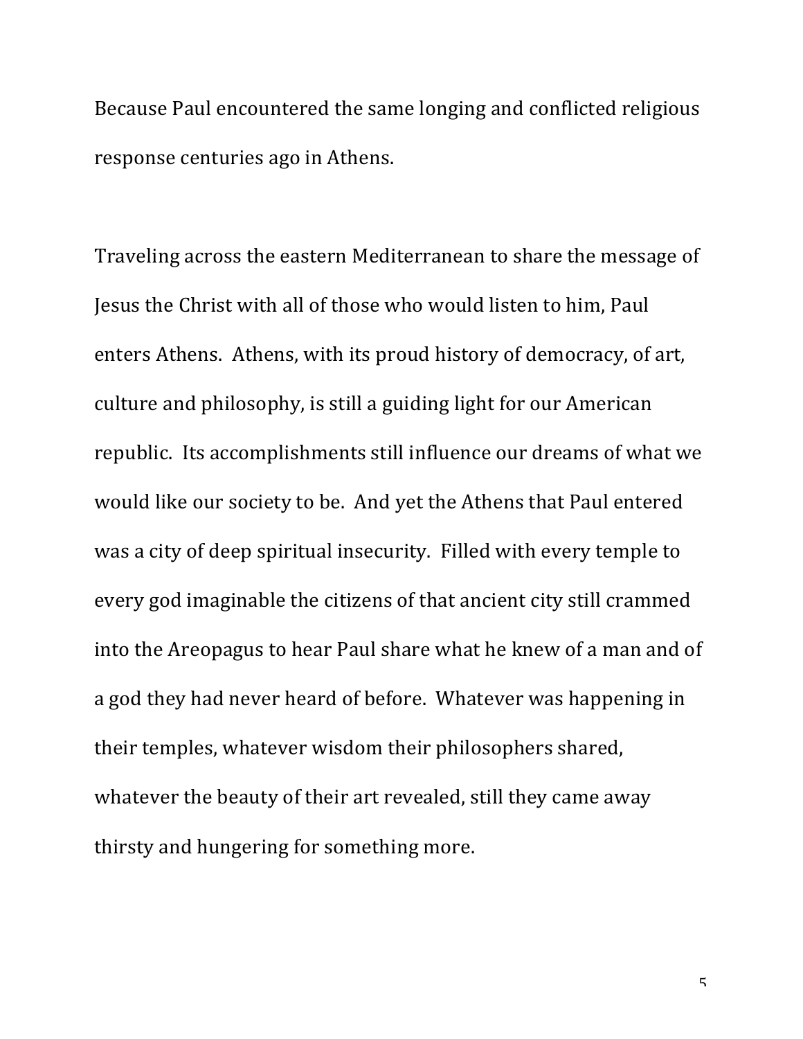Because Paul encountered the same longing and conflicted religious response centuries ago in Athens.

Traveling across the eastern Mediterranean to share the message of Jesus the Christ with all of those who would listen to him, Paul enters Athens. Athens, with its proud history of democracy, of art, culture and philosophy, is still a guiding light for our American republic. Its accomplishments still influence our dreams of what we would like our society to be. And yet the Athens that Paul entered was a city of deep spiritual insecurity. Filled with every temple to every god imaginable the citizens of that ancient city still crammed into the Areopagus to hear Paul share what he knew of a man and of a god they had never heard of before. Whatever was happening in their temples, whatever wisdom their philosophers shared, whatever the beauty of their art revealed, still they came away thirsty and hungering for something more.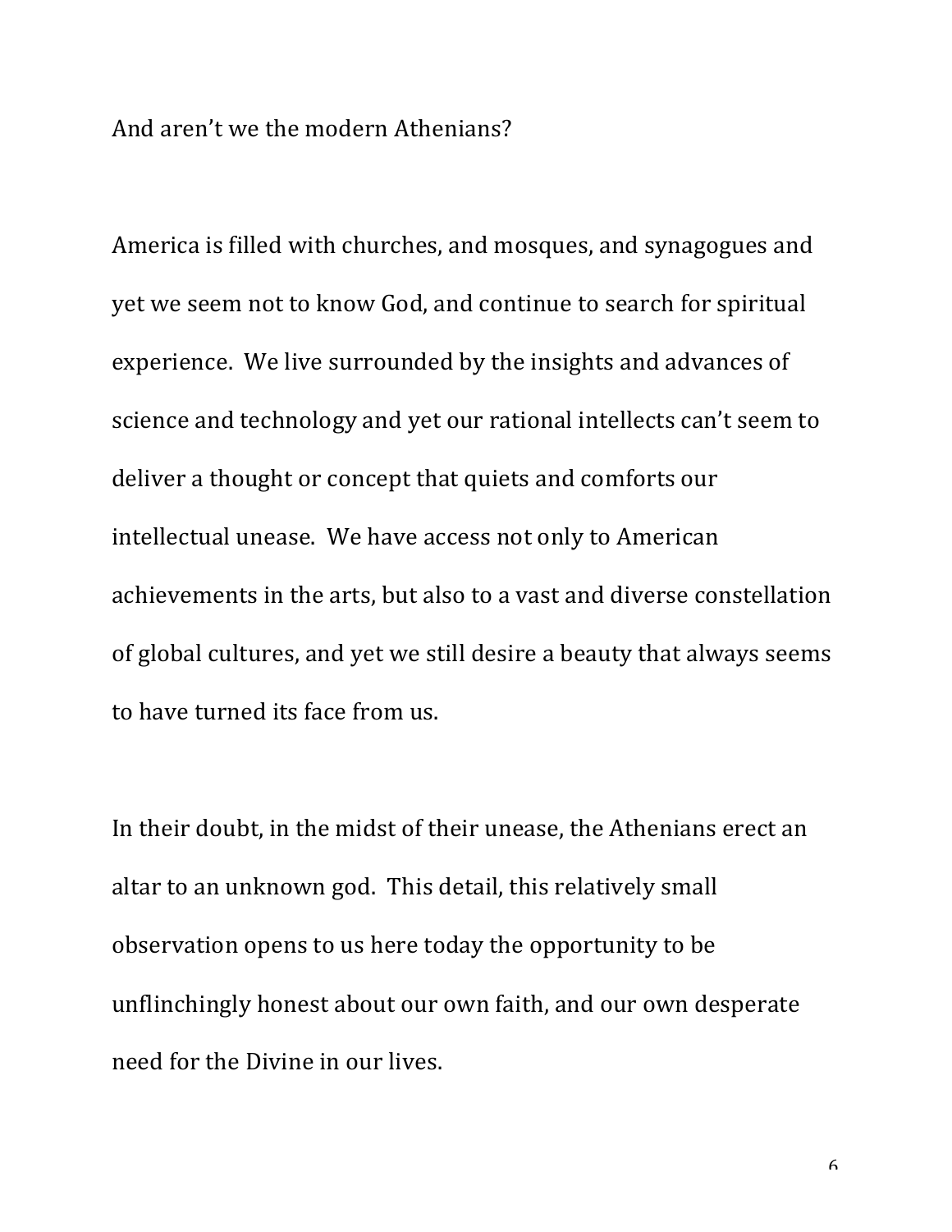And aren't we the modern Athenians?

America is filled with churches, and mosques, and synagogues and yet we seem not to know God, and continue to search for spiritual experience. We live surrounded by the insights and advances of science and technology and yet our rational intellects can't seem to deliver a thought or concept that quiets and comforts our intellectual unease. We have access not only to American achievements in the arts, but also to a vast and diverse constellation of global cultures, and yet we still desire a beauty that always seems to have turned its face from us.

In their doubt, in the midst of their unease, the Athenians erect an altar to an unknown god. This detail, this relatively small observation opens to us here today the opportunity to be unflinchingly honest about our own faith, and our own desperate need for the Divine in our lives.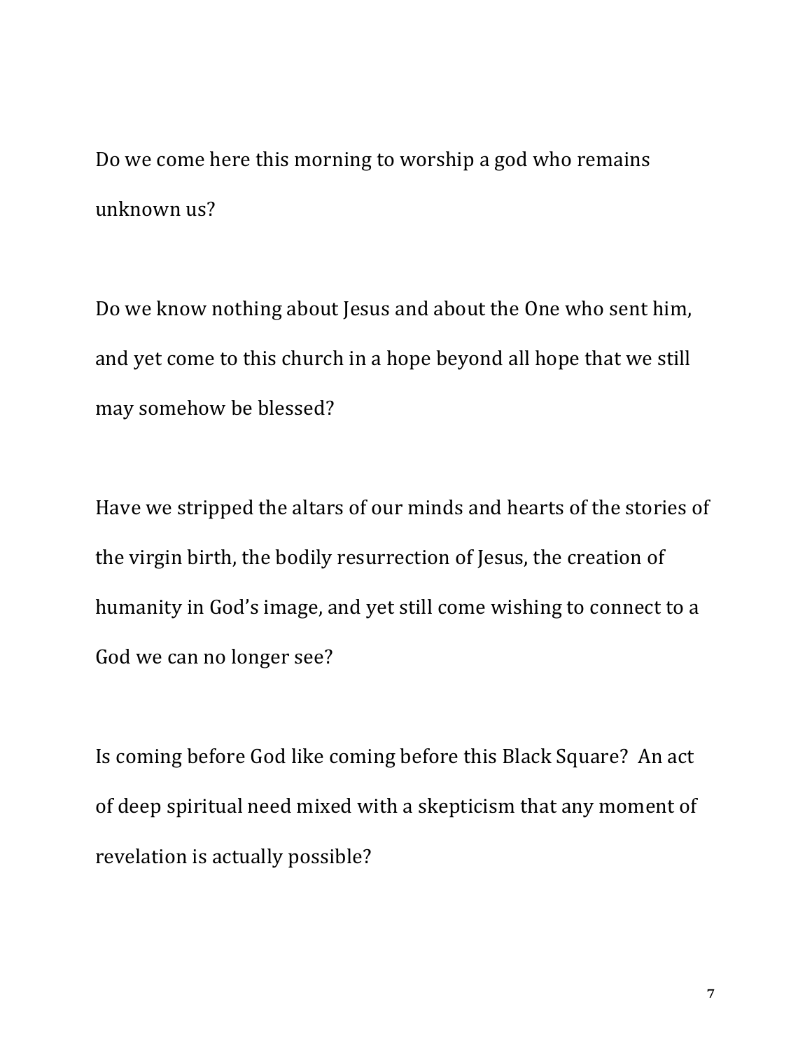Do we come here this morning to worship a god who remains unknown us?

Do we know nothing about Jesus and about the One who sent him, and yet come to this church in a hope beyond all hope that we still may somehow be blessed?

Have we stripped the altars of our minds and hearts of the stories of the virgin birth, the bodily resurrection of Jesus, the creation of humanity in God's image, and yet still come wishing to connect to a God we can no longer see?

Is coming before God like coming before this Black Square? An act of deep spiritual need mixed with a skepticism that any moment of revelation is actually possible?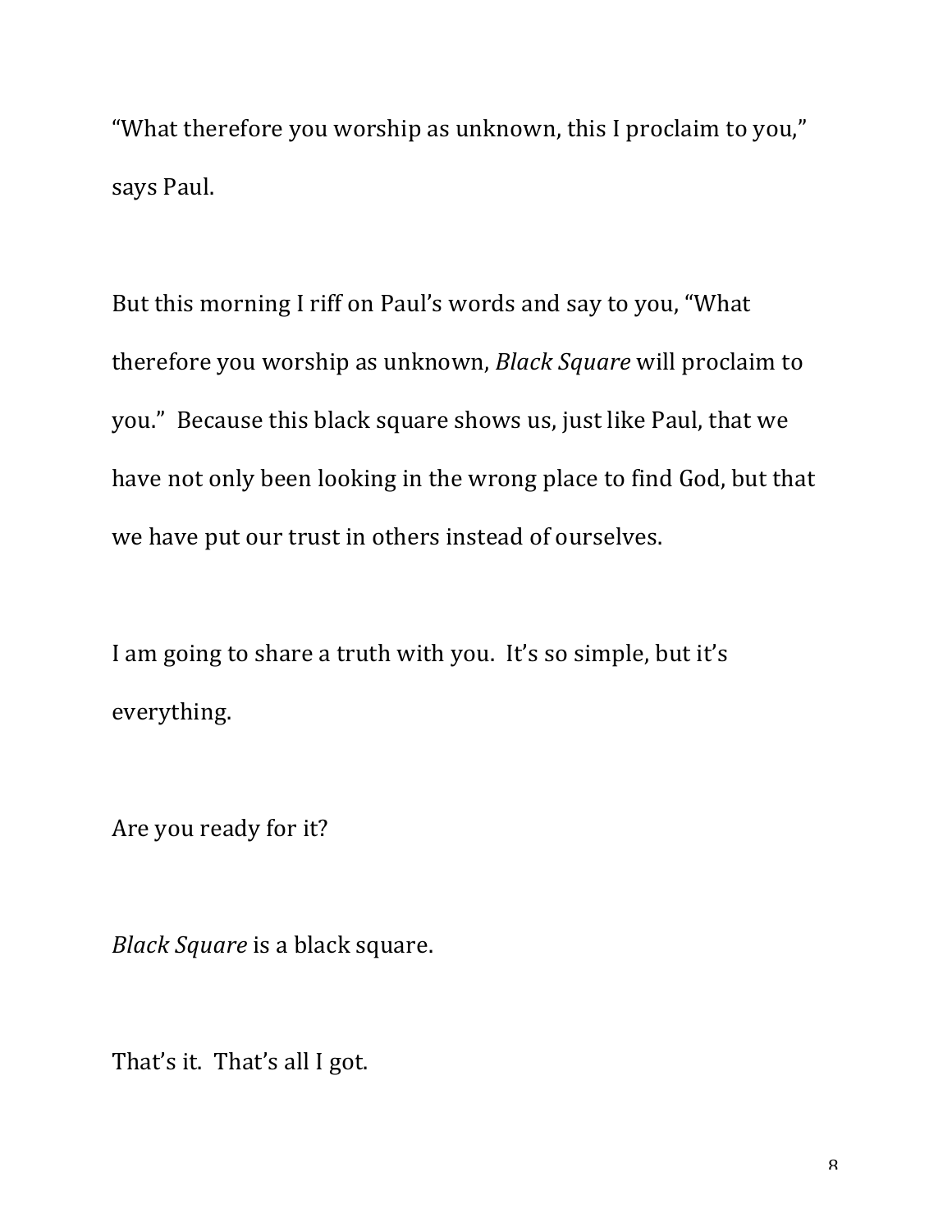"What therefore you worship as unknown, this I proclaim to you," says Paul.

But this morning I riff on Paul's words and say to you, "What therefore you worship as unknown, *Black Square* will proclaim to you." Because this black square shows us, just like Paul, that we have not only been looking in the wrong place to find God, but that we have put our trust in others instead of ourselves.

I am going to share a truth with you. It's so simple, but it's everything.

Are you ready for it?

*Black Square* is a black square.

That's it. That's all I got.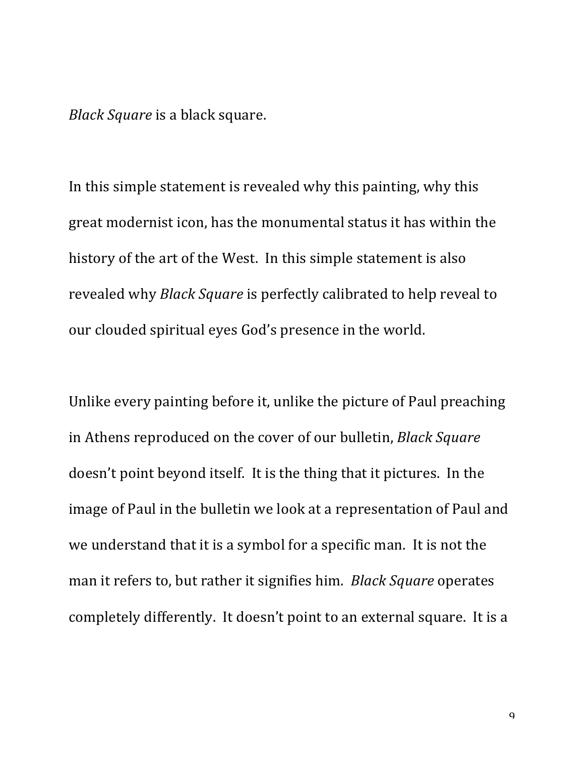*Black Square* is a black square.

In this simple statement is revealed why this painting, why this great modernist icon, has the monumental status it has within the history of the art of the West. In this simple statement is also revealed why *Black Square* is perfectly calibrated to help reveal to our clouded spiritual eyes God's presence in the world.

Unlike every painting before it, unlike the picture of Paul preaching in Athens reproduced on the cover of our bulletin, *Black Square* doesn't point beyond itself. It is the thing that it pictures. In the image of Paul in the bulletin we look at a representation of Paul and we understand that it is a symbol for a specific man. It is not the man it refers to, but rather it signifies him. *Black Square* operates completely differently. It doesn't point to an external square. It is a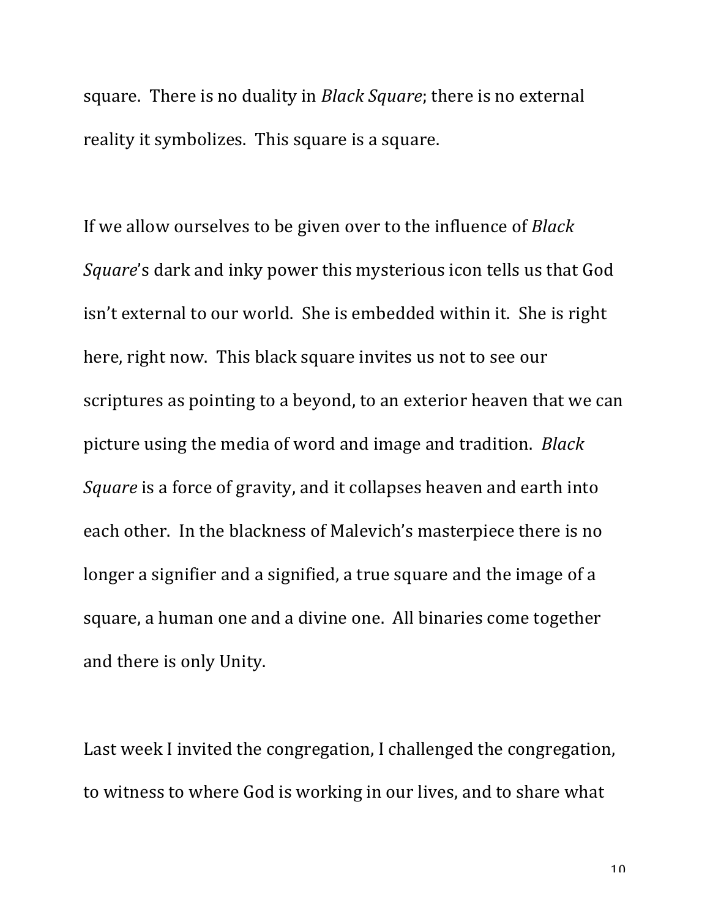square.  There is no duality in *Black Square*; there is no external reality it symbolizes.  This square is a square.

If we allow ourselves to be given over to the influence of *Black Square*'s dark and inky power this mysterious icon tells us that God isn't external to our world.  She is embedded within it.  She is right here, right now.  This black square invites us not to see our scriptures as pointing to a beyond, to an exterior heaven that we can picture using the media of word and image and tradition.  *Black Square* is a force of gravity, and it collapses heaven and earth into each other.  In the blackness of Malevich's masterpiece there is no longer a signifier and a signified, a true square and the image of a square, a human one and a divine one.  All binaries come together and there is only Unity.

Last week I invited the congregation, I challenged the congregation, to witness to where God is working in our lives, and to share what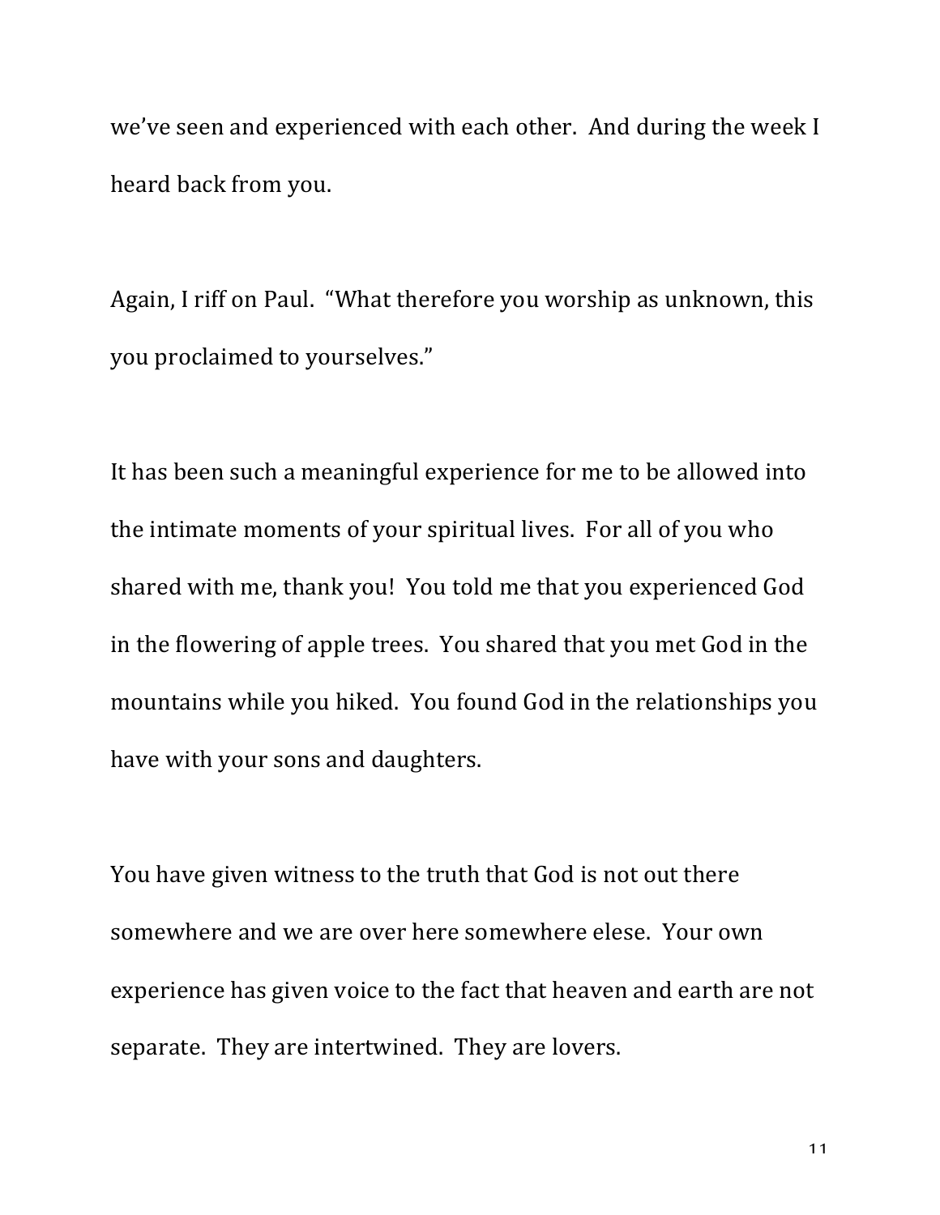we've seen and experienced with each other. And during the week I heard back from you.

Again, I riff on Paul. "What therefore you worship as unknown, this you proclaimed to yourselves."

It has been such a meaningful experience for me to be allowed into the intimate moments of your spiritual lives. For all of you who shared with me, thank you! You told me that you experienced God in the flowering of apple trees. You shared that you met God in the mountains while you hiked. You found God in the relationships you have with your sons and daughters.

You have given witness to the truth that God is not out there somewhere and we are over here somewhere elese. Your own experience has given voice to the fact that heaven and earth are not separate. They are intertwined. They are lovers.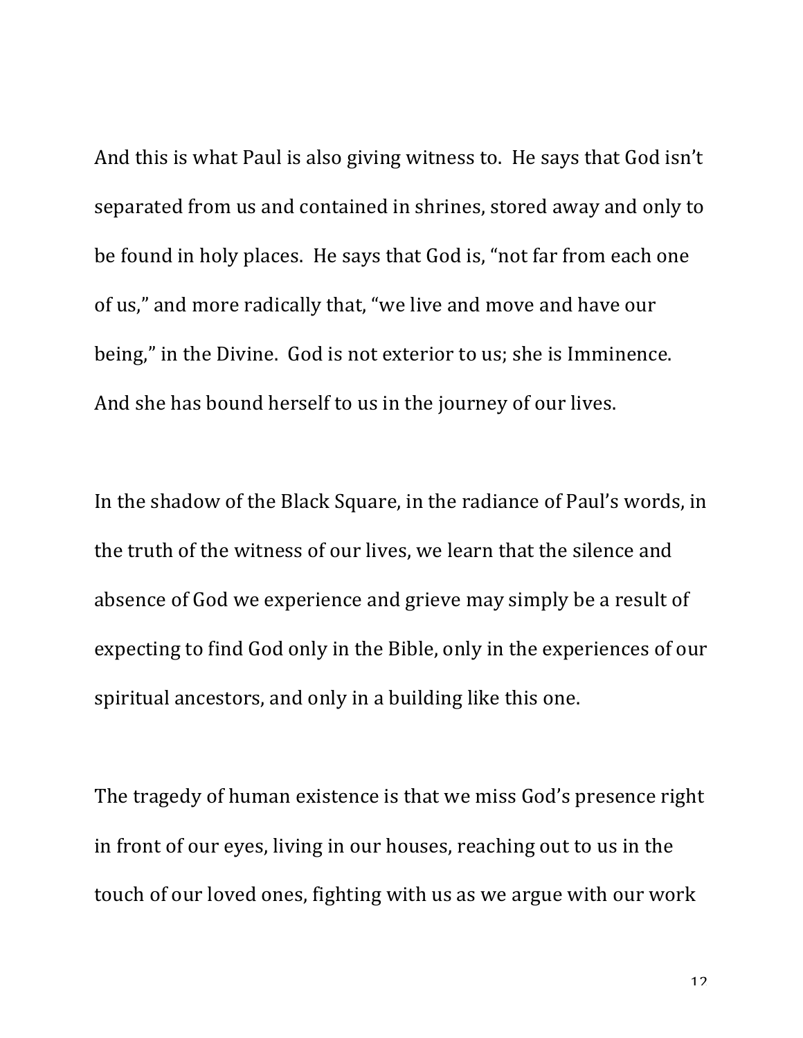And this is what Paul is also giving witness to. He says that God isn't separated from us and contained in shrines, stored away and only to be found in holy places. He says that God is, "not far from each one of us," and more radically that, "we live and move and have our being," in the Divine. God is not exterior to us; she is Imminence. And she has bound herself to us in the journey of our lives.

In the shadow of the Black Square, in the radiance of Paul's words, in the truth of the witness of our lives, we learn that the silence and absence of God we experience and grieve may simply be a result of expecting to find God only in the Bible, only in the experiences of our spiritual ancestors, and only in a building like this one.

The tragedy of human existence is that we miss God's presence right in front of our eyes, living in our houses, reaching out to us in the touch of our loved ones, fighting with us as we argue with our work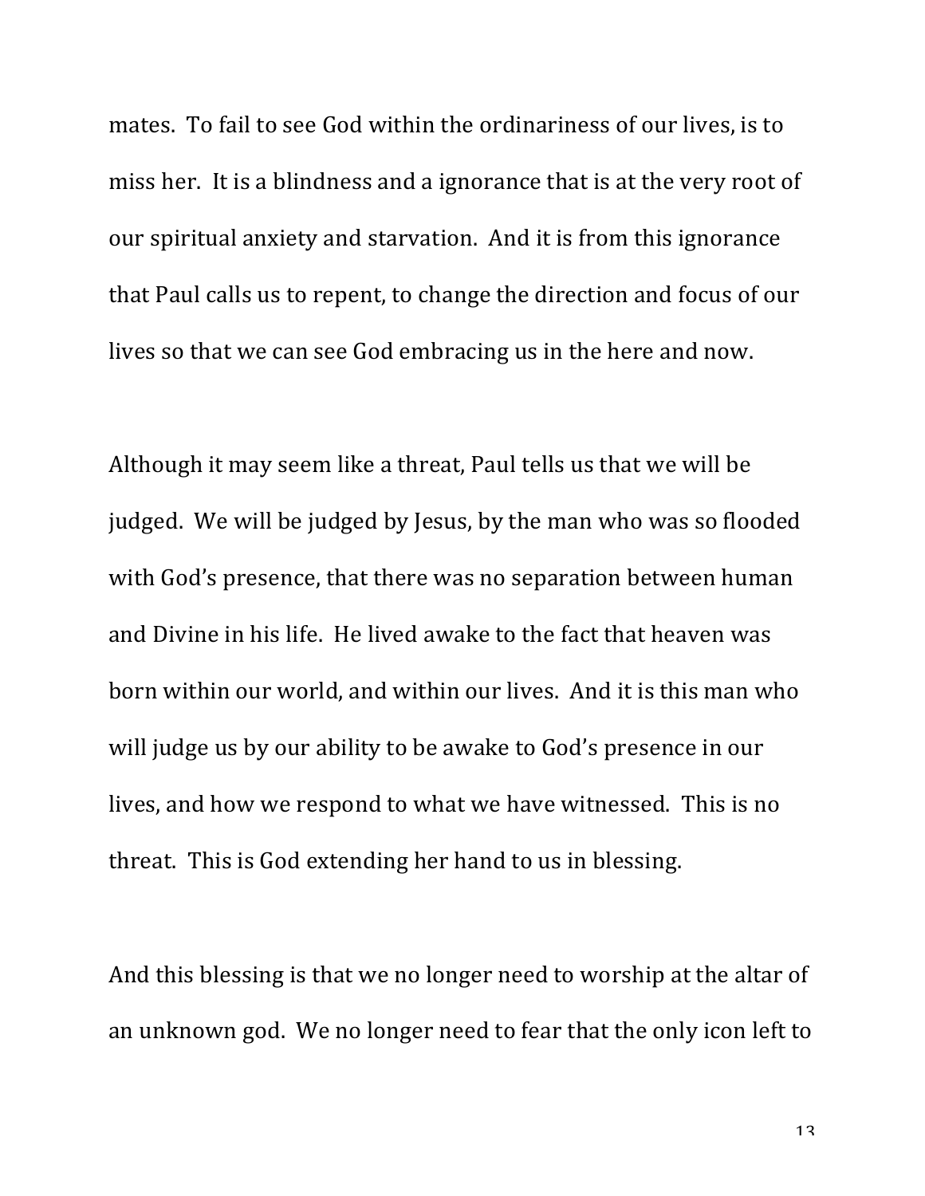mates. To fail to see God within the ordinariness of our lives, is to miss her. It is a blindness and a ignorance that is at the very root of our spiritual anxiety and starvation. And it is from this ignorance that Paul calls us to repent, to change the direction and focus of our lives so that we can see God embracing us in the here and now.

Although it may seem like a threat, Paul tells us that we will be judged. We will be judged by Jesus, by the man who was so flooded with God's presence, that there was no separation between human and Divine in his life. He lived awake to the fact that heaven was born within our world, and within our lives. And it is this man who will judge us by our ability to be awake to God's presence in our lives, and how we respond to what we have witnessed. This is no threat. This is God extending her hand to us in blessing.

And this blessing is that we no longer need to worship at the altar of an unknown god. We no longer need to fear that the only icon left to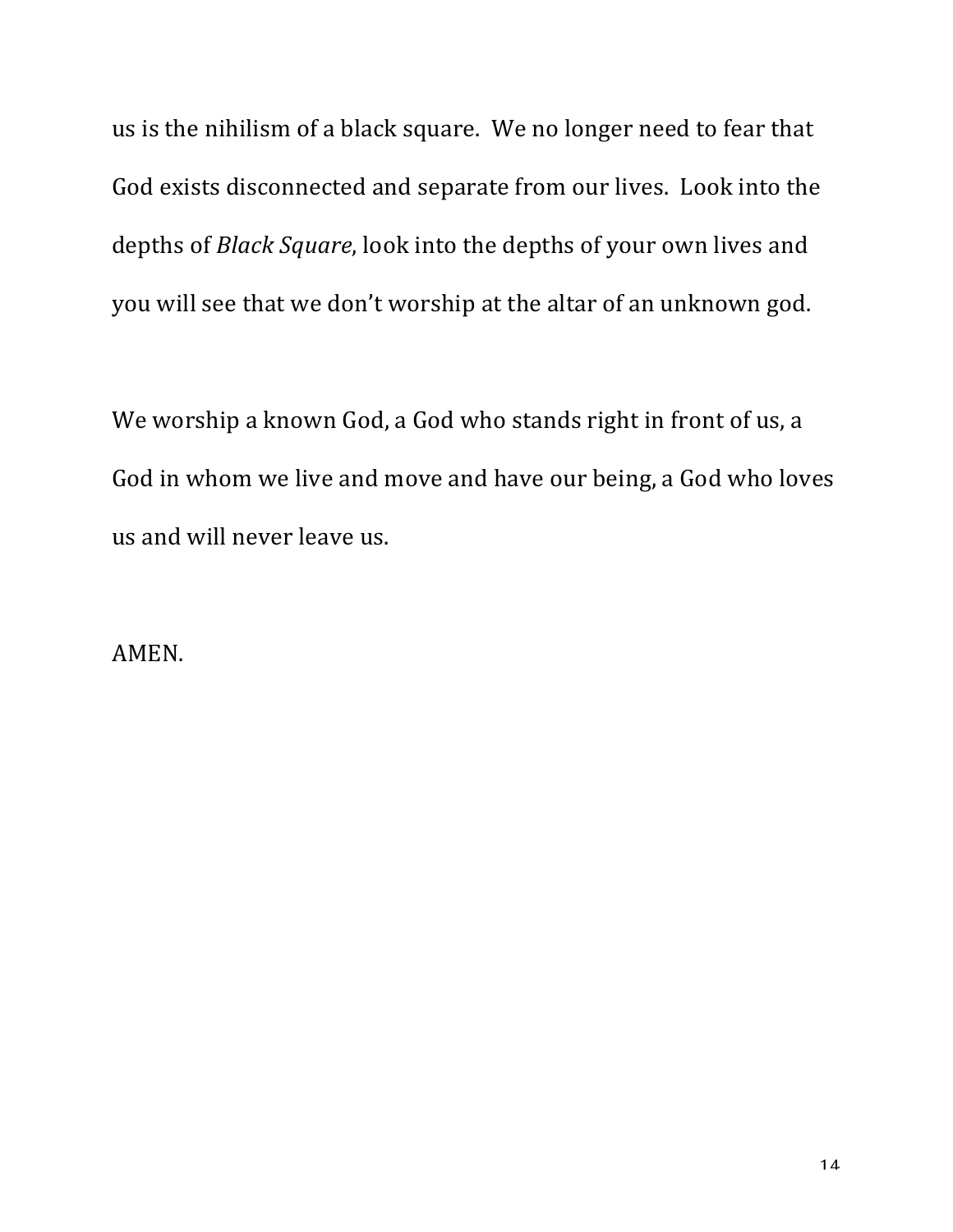us is the nihilism of a black square. We no longer need to fear that God exists disconnected and separate from our lives. Look into the depths of *Black Square*, look into the depths of your own lives and you will see that we don't worship at the altar of an unknown god.

We worship a known God, a God who stands right in front of us, a God in whom we live and move and have our being, a God who loves us and will never leave us.

AMEN.